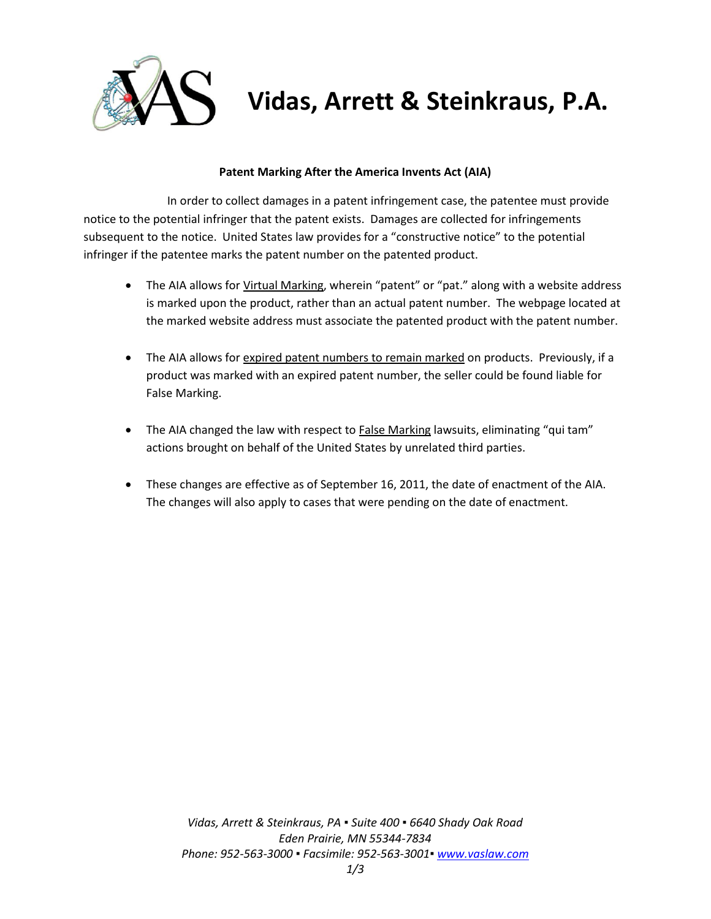# Vidas, Arrett & Steinkraus, P.A.

**Patent Marking After the America Invents Act (AIA)**

In order to collect damages in a patent infringement case, the patentee must provide notice to the potential infringer that the patent exists. Damages are collected for infringements subsequent to the notice. United States law provides for a "constructive notice" to the potential infringer if the patentee marks the patent number on the patented product.

- The AIA allows for Virtual Marking, wherein "patent" or "pat." along with a website address is marked upon the product, rather than an actual patent number. The webpage located at the marked website address must associate the patented product with the patent number.

- The AIA allows for expired patent numbers to remain marked on products. Previously, if a product was marked with an expired patent number, the seller could be found liable for False Marking.

- The AIA changed the law with respect to False Marking lawsuits, eliminating "qui tam" actions brought on behalf of the United States by unrelated third parties.

- These changes are effective as of September 16, 2011, the date of enactment of the AIA. The changes will also apply to cases that were pending on the date of enactment.

*Vidas, Arrett & Steinkraus, PA ▪ Suite 400 ▪ 6640 Shady Oak Road*
*Eden Prairie, MN 55344-7834*
*Phone: 952-563-3000 ▪ Facsimile: 952-563-3001▪ www.vaslaw.com*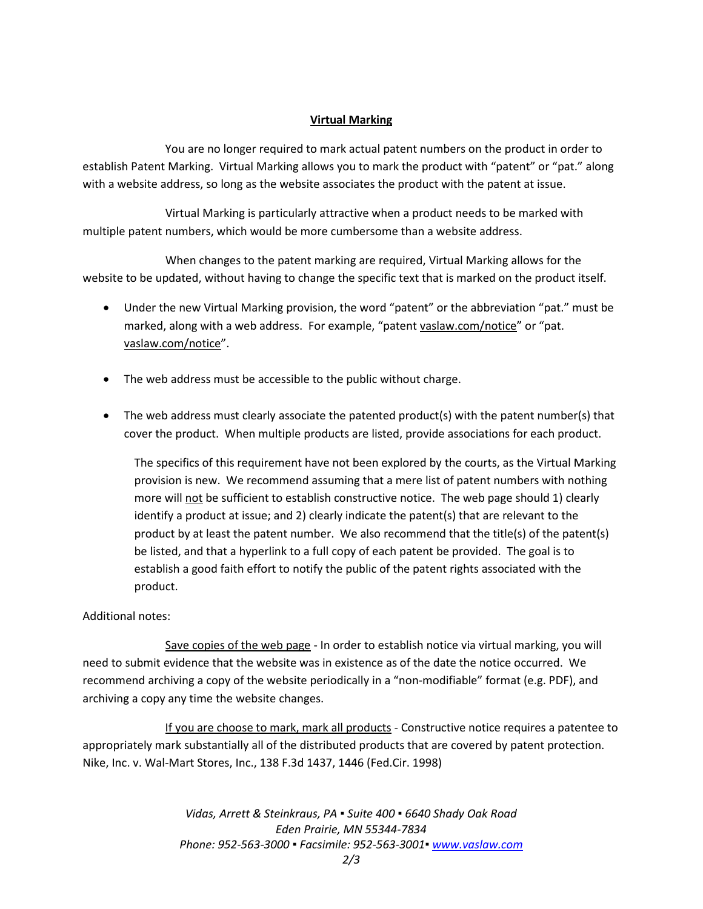**Virtual Marking**

You are no longer required to mark actual patent numbers on the product in order to establish Patent Marking. Virtual Marking allows you to mark the product with "patent" or "pat." along with a website address, so long as the website associates the product with the patent at issue.

Virtual Marking is particularly attractive when a product needs to be marked with multiple patent numbers, which would be more cumbersome than a website address.

When changes to the patent marking are required, Virtual Marking allows for the website to be updated, without having to change the specific text that is marked on the product itself.

- Under the new Virtual Marking provision, the word "patent" or the abbreviation "pat." must be marked, along with a web address. For example, "patent vaslaw.com/notice" or "pat. vaslaw.com/notice".

- The web address must be accessible to the public without charge.

- The web address must clearly associate the patented product(s) with the patent number(s) that cover the product. When multiple products are listed, provide associations for each product.

  The specifics of this requirement have not been explored by the courts, as the Virtual Marking provision is new. We recommend assuming that a mere list of patent numbers with nothing more will not be sufficient to establish constructive notice. The web page should 1) clearly identify a product at issue; and 2) clearly indicate the patent(s) that are relevant to the product by at least the patent number. We also recommend that the title(s) of the patent(s) be listed, and that a hyperlink to a full copy of each patent be provided. The goal is to establish a good faith effort to notify the public of the patent rights associated with the product.

Additional notes:

Save copies of the web page - In order to establish notice via virtual marking, you will need to submit evidence that the website was in existence as of the date the notice occurred. We recommend archiving a copy of the website periodically in a "non-modifiable" format (e.g. PDF), and archiving a copy any time the website changes.

If you are choose to mark, mark all products - Constructive notice requires a patentee to appropriately mark substantially all of the distributed products that are covered by patent protection. Nike, Inc. v. Wal-Mart Stores, Inc., 138 F.3d 1437, 1446 (Fed.Cir. 1998)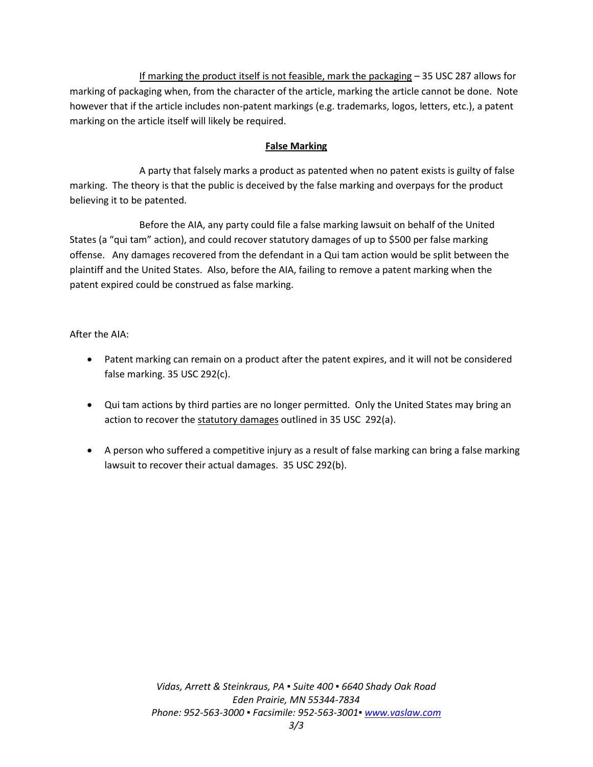If marking the product itself is not feasible, mark the packaging – 35 USC 287 allows for marking of packaging when, from the character of the article, marking the article cannot be done. Note however that if the article includes non-patent markings (e.g. trademarks, logos, letters, etc.), a patent marking on the article itself will likely be required.

## False Marking

A party that falsely marks a product as patented when no patent exists is guilty of false marking. The theory is that the public is deceived by the false marking and overpays for the product believing it to be patented.

Before the AIA, any party could file a false marking lawsuit on behalf of the United States (a "qui tam" action), and could recover statutory damages of up to $500 per false marking offense. Any damages recovered from the defendant in a Qui tam action would be split between the plaintiff and the United States. Also, before the AIA, failing to remove a patent marking when the patent expired could be construed as false marking.

After the AIA:

- Patent marking can remain on a product after the patent expires, and it will not be considered false marking. 35 USC 292(c).
- Qui tam actions by third parties are no longer permitted. Only the United States may bring an action to recover the statutory damages outlined in 35 USC 292(a).
- A person who suffered a competitive injury as a result of false marking can bring a false marking lawsuit to recover their actual damages. 35 USC 292(b).

*Vidas, Arrett & Steinkraus, PA ▪ Suite 400 ▪ 6640 Shady Oak Road*
*Eden Prairie, MN 55344-7834*
*Phone: 952-563-3000 ▪ Facsimile: 952-563-3001▪ www.vaslaw.com*